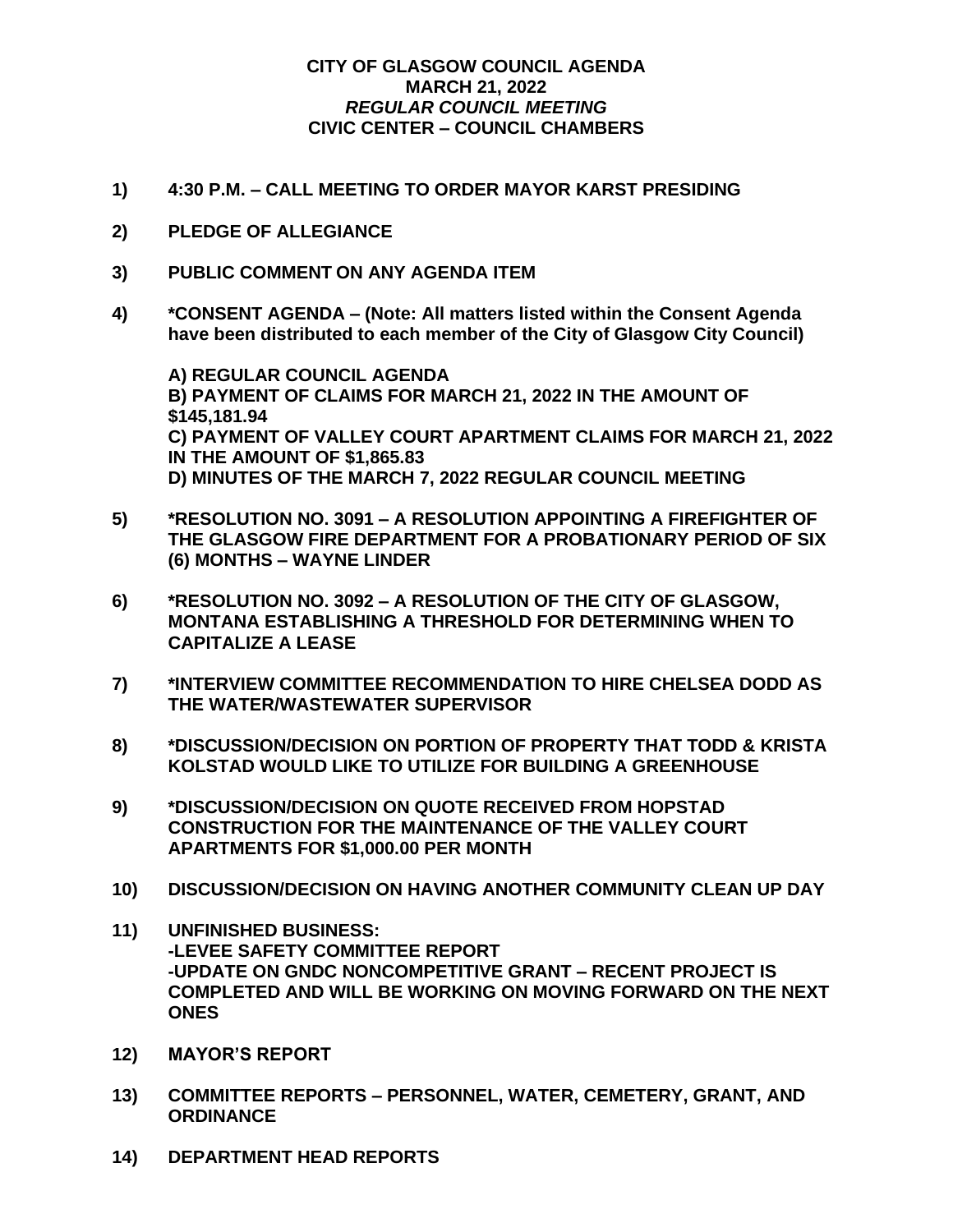# CITY OF GLASGOW COUNCIL AGENDA
## MARCH 21, 2022
### *REGULAR COUNCIL MEETING*
### CIVIC CENTER – COUNCIL CHAMBERS

**1) 4:30 P.M. – CALL MEETING TO ORDER MAYOR KARST PRESIDING**

**2) PLEDGE OF ALLEGIANCE**

**3) PUBLIC COMMENT ON ANY AGENDA ITEM**

**4) *CONSENT AGENDA – (Note: All matters listed within the Consent Agenda have been distributed to each member of the City of Glasgow City Council)**

**A) REGULAR COUNCIL AGENDA**
**B) PAYMENT OF CLAIMS FOR MARCH 21, 2022 IN THE AMOUNT OF $145,181.94**
**C) PAYMENT OF VALLEY COURT APARTMENT CLAIMS FOR MARCH 21, 2022 IN THE AMOUNT OF $1,865.83**
**D) MINUTES OF THE MARCH 7, 2022 REGULAR COUNCIL MEETING**

**5) *RESOLUTION NO. 3091 – A RESOLUTION APPOINTING A FIREFIGHTER OF THE GLASGOW FIRE DEPARTMENT FOR A PROBATIONARY PERIOD OF SIX (6) MONTHS – WAYNE LINDER**

**6) *RESOLUTION NO. 3092 – A RESOLUTION OF THE CITY OF GLASGOW, MONTANA ESTABLISHING A THRESHOLD FOR DETERMINING WHEN TO CAPITALIZE A LEASE**

**7) *INTERVIEW COMMITTEE RECOMMENDATION TO HIRE CHELSEA DODD AS THE WATER/WASTEWATER SUPERVISOR**

**8) *DISCUSSION/DECISION ON PORTION OF PROPERTY THAT TODD & KRISTA KOLSTAD WOULD LIKE TO UTILIZE FOR BUILDING A GREENHOUSE**

**9) *DISCUSSION/DECISION ON QUOTE RECEIVED FROM HOPSTAD CONSTRUCTION FOR THE MAINTENANCE OF THE VALLEY COURT APARTMENTS FOR $1,000.00 PER MONTH**

**10) DISCUSSION/DECISION ON HAVING ANOTHER COMMUNITY CLEAN UP DAY**

**11) UNFINISHED BUSINESS:**
**-LEVEE SAFETY COMMITTEE REPORT**
**-UPDATE ON GNDC NONCOMPETITIVE GRANT – RECENT PROJECT IS COMPLETED AND WILL BE WORKING ON MOVING FORWARD ON THE NEXT ONES**

**12) MAYOR'S REPORT**

**13) COMMITTEE REPORTS – PERSONNEL, WATER, CEMETERY, GRANT, AND ORDINANCE**

**14) DEPARTMENT HEAD REPORTS**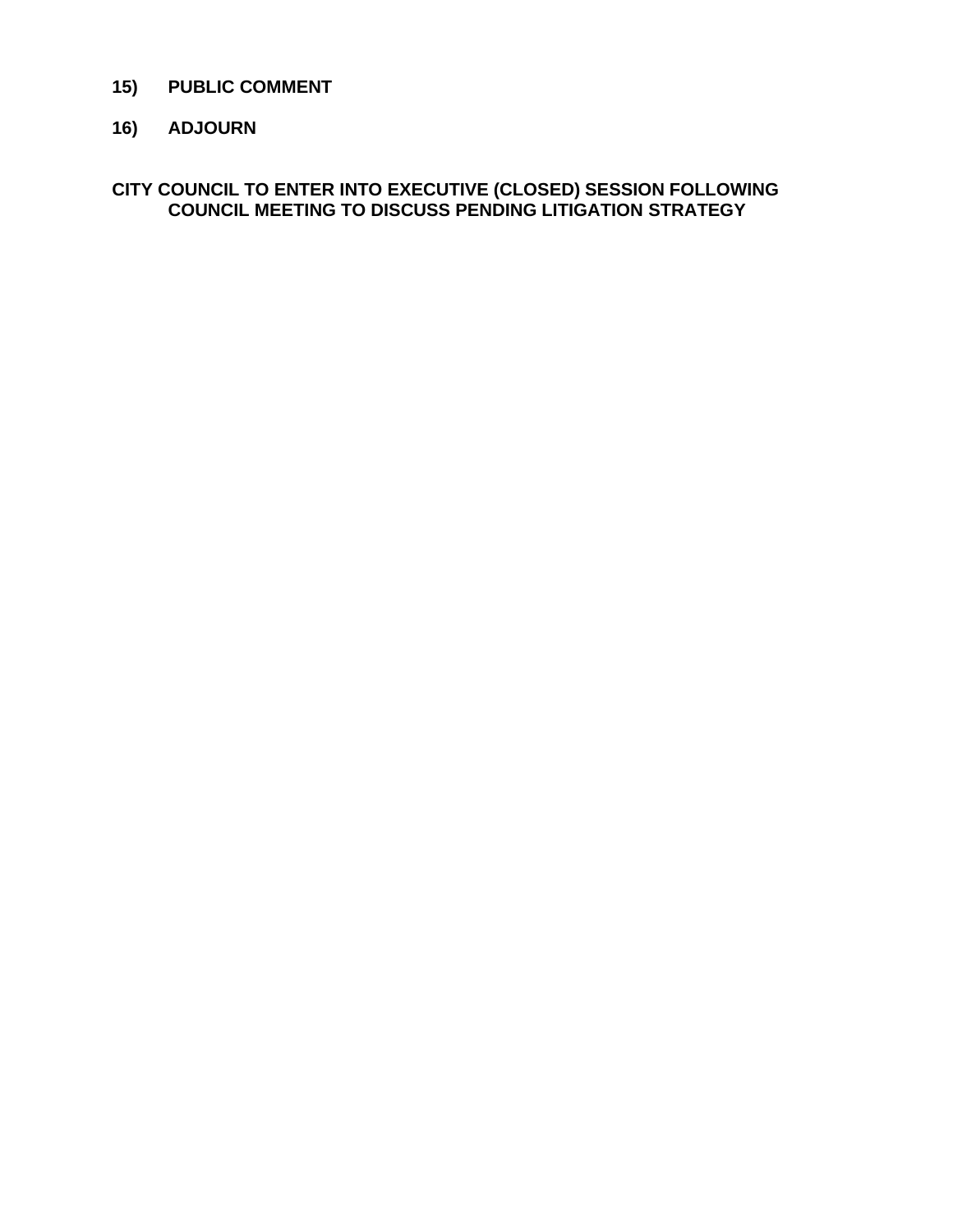**15) PUBLIC COMMENT**

**16) ADJOURN**

**CITY COUNCIL TO ENTER INTO EXECUTIVE (CLOSED) SESSION FOLLOWING COUNCIL MEETING TO DISCUSS PENDING LITIGATION STRATEGY**